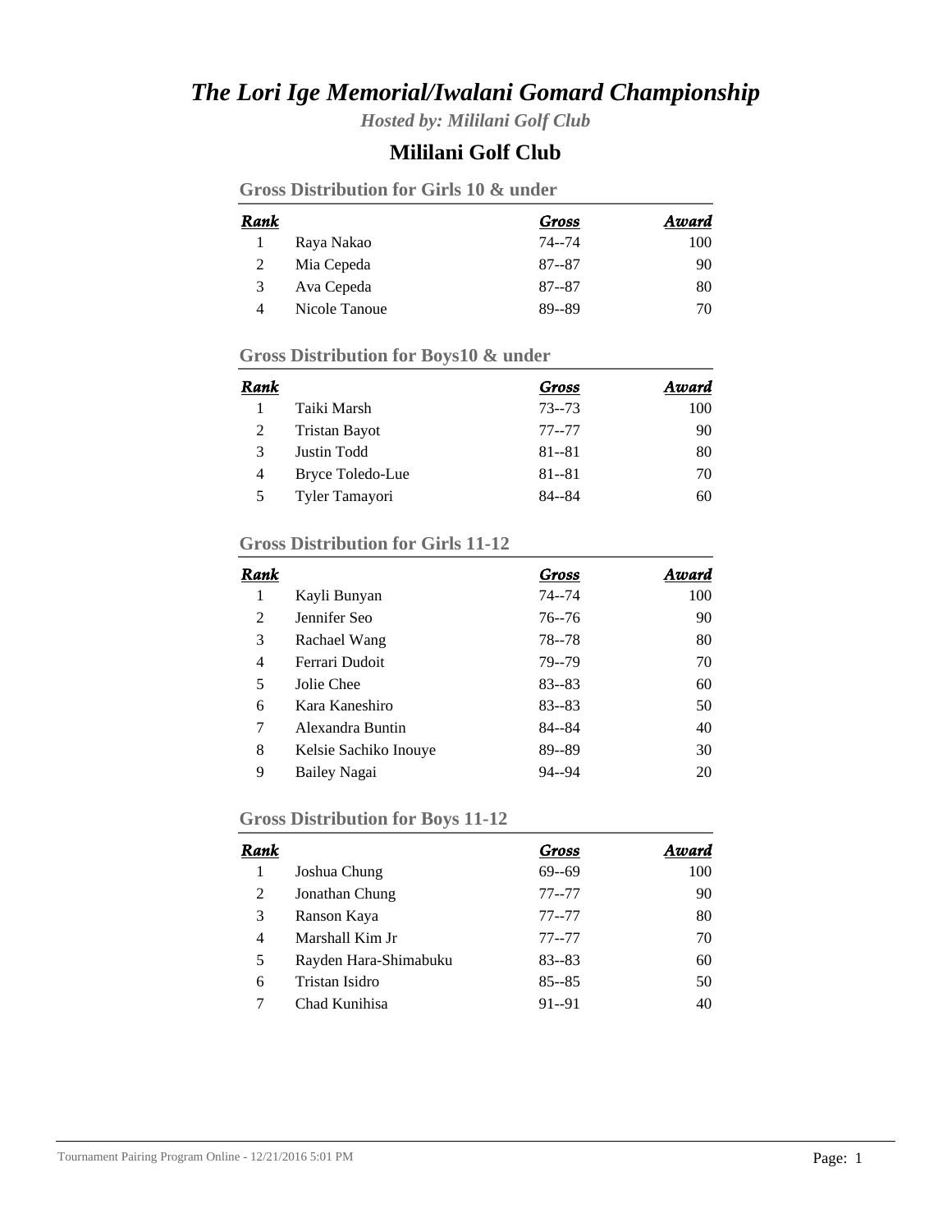# *The Lori Ige Memorial/Iwalani Gomard Championship*

*Hosted by: Mililani Golf Club*

## Mililani Golf Club

### Gross Distribution for Girls 10 & under

| Rank | | Gross | Award |
|---|---|---|---|
| 1 | Raya Nakao | 74--74 | 100 |
| 2 | Mia Cepeda | 87--87 | 90 |
| 3 | Ava Cepeda | 87--87 | 80 |
| 4 | Nicole Tanoue | 89--89 | 70 |

### Gross Distribution for Boys10 & under

| Rank | | Gross | Award |
|---|---|---|---|
| 1 | Taiki Marsh | 73--73 | 100 |
| 2 | Tristan Bayot | 77--77 | 90 |
| 3 | Justin Todd | 81--81 | 80 |
| 4 | Bryce Toledo-Lue | 81--81 | 70 |
| 5 | Tyler Tamayori | 84--84 | 60 |

### Gross Distribution for Girls 11-12

| Rank | | Gross | Award |
|---|---|---|---|
| 1 | Kayli Bunyan | 74--74 | 100 |
| 2 | Jennifer Seo | 76--76 | 90 |
| 3 | Rachael Wang | 78--78 | 80 |
| 4 | Ferrari Dudoit | 79--79 | 70 |
| 5 | Jolie Chee | 83--83 | 60 |
| 6 | Kara Kaneshiro | 83--83 | 50 |
| 7 | Alexandra Buntin | 84--84 | 40 |
| 8 | Kelsie Sachiko Inouye | 89--89 | 30 |
| 9 | Bailey Nagai | 94--94 | 20 |

### Gross Distribution for Boys 11-12

| Rank | | Gross | Award |
|---|---|---|---|
| 1 | Joshua Chung | 69--69 | 100 |
| 2 | Jonathan Chung | 77--77 | 90 |
| 3 | Ranson Kaya | 77--77 | 80 |
| 4 | Marshall Kim Jr | 77--77 | 70 |
| 5 | Rayden Hara-Shimabuku | 83--83 | 60 |
| 6 | Tristan Isidro | 85--85 | 50 |
| 7 | Chad Kunihisa | 91--91 | 40 |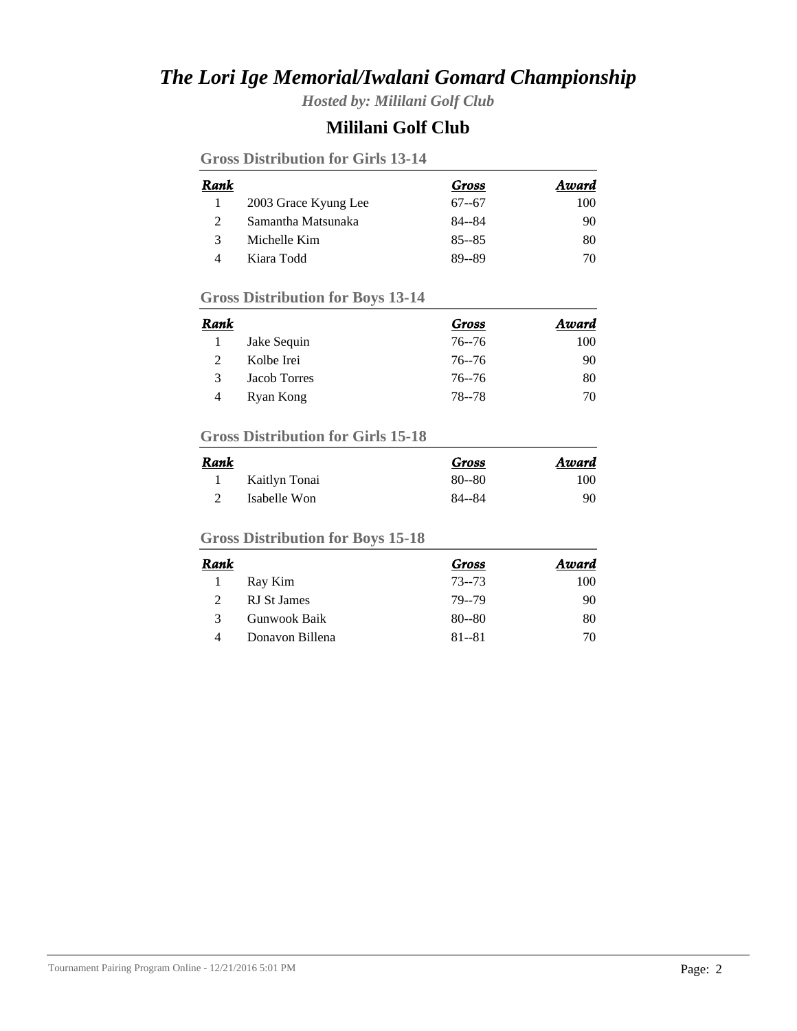# *The Lori Ige Memorial/Iwalani Gomard Championship*

*Hosted by: Mililani Golf Club*

## Mililani Golf Club

### Gross Distribution for Girls 13-14

| Rank | | Gross | Award |
|---|---|---|---|
| 1 | 2003 Grace Kyung Lee | 67--67 | 100 |
| 2 | Samantha Matsunaka | 84--84 | 90 |
| 3 | Michelle Kim | 85--85 | 80 |
| 4 | Kiara Todd | 89--89 | 70 |

### Gross Distribution for Boys 13-14

| Rank | | Gross | Award |
|---|---|---|---|
| 1 | Jake Sequin | 76--76 | 100 |
| 2 | Kolbe Irei | 76--76 | 90 |
| 3 | Jacob Torres | 76--76 | 80 |
| 4 | Ryan Kong | 78--78 | 70 |

### Gross Distribution for Girls 15-18

| Rank | | Gross | Award |
|---|---|---|---|
| 1 | Kaitlyn Tonai | 80--80 | 100 |
| 2 | Isabelle Won | 84--84 | 90 |

### Gross Distribution for Boys 15-18

| Rank | | Gross | Award |
|---|---|---|---|
| 1 | Ray Kim | 73--73 | 100 |
| 2 | RJ St James | 79--79 | 90 |
| 3 | Gunwook Baik | 80--80 | 80 |
| 4 | Donavon Billena | 81--81 | 70 |